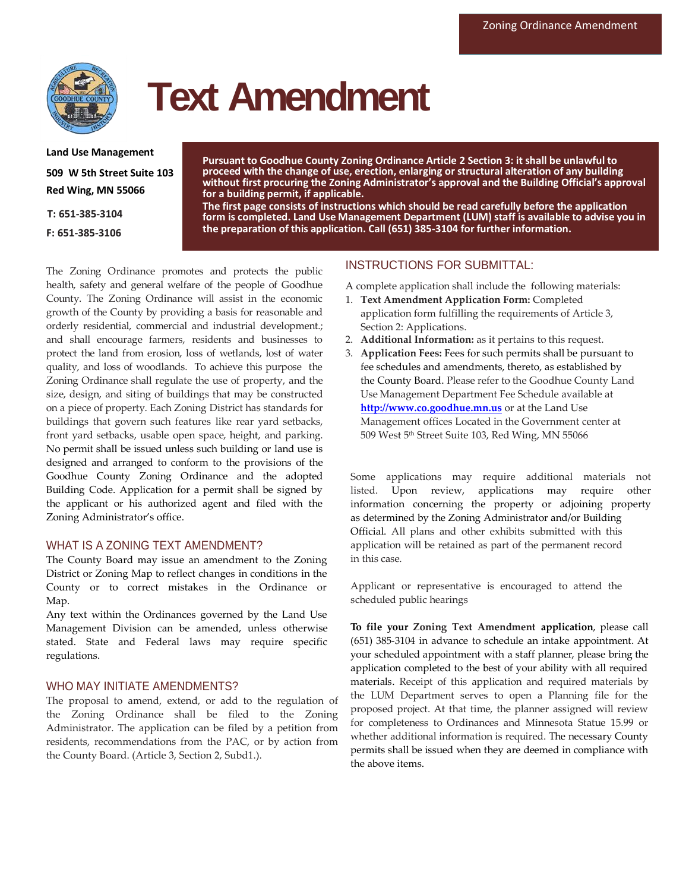Zoning Ordinance Amendment

# Text Amendment

**Land Use Management**

**509 W 5th Street Suite 103**

**Red Wing, MN 55066**

**T: 651-385-3104**

**F: 651-385-3106**

**Pursuant to Goodhue County Zoning Ordinance Article 2 Section 3: it shall be unlawful to proceed with the change of use, erection, enlarging or structural alteration of any building without first procuring the Zoning Administrator's approval and the Building Official's approval for a building permit, if applicable.**

**The first page consists of instructions which should be read carefully before the application form is completed. Land Use Management Department (LUM) staff is available to advise you in the preparation of this application. Call (651) 385-3104 for further information.**

The Zoning Ordinance promotes and protects the public health, safety and general welfare of the people of Goodhue County. The Zoning Ordinance will assist in the economic growth of the County by providing a basis for reasonable and orderly residential, commercial and industrial development.; and shall encourage farmers, residents and businesses to protect the land from erosion, loss of wetlands, lost of water quality, and loss of woodlands. To achieve this purpose the Zoning Ordinance shall regulate the use of property, and the size, design, and siting of buildings that may be constructed on a piece of property. Each Zoning District has standards for buildings that govern such features like rear yard setbacks, front yard setbacks, usable open space, height, and parking. No permit shall be issued unless such building or land use is designed and arranged to conform to the provisions of the Goodhue County Zoning Ordinance and the adopted Building Code. Application for a permit shall be signed by the applicant or his authorized agent and filed with the Zoning Administrator's office.

## WHAT IS A ZONING TEXT AMENDMENT?

The County Board may issue an amendment to the Zoning District or Zoning Map to reflect changes in conditions in the County or to correct mistakes in the Ordinance or Map.

Any text within the Ordinances governed by the Land Use Management Division can be amended, unless otherwise stated. State and Federal laws may require specific regulations.

## WHO MAY INITIATE AMENDMENTS?

The proposal to amend, extend, or add to the regulation of the Zoning Ordinance shall be filed to the Zoning Administrator. The application can be filed by a petition from residents, recommendations from the PAC, or by action from the County Board. (Article 3, Section 2, Subd1.).

## INSTRUCTIONS FOR SUBMITTAL:

A complete application shall include the following materials:

1. **Text Amendment Application Form:** Completed application form fulfilling the requirements of Article 3, Section 2: Applications.
2. **Additional Information:** as it pertains to this request.
3. **Application Fees:** Fees for such permits shall be pursuant to fee schedules and amendments, thereto, as established by the County Board. Please refer to the Goodhue County Land Use Management Department Fee Schedule available at **http://www.co.goodhue.mn.us** or at the Land Use Management offices Located in the Government center at 509 West 5th Street Suite 103, Red Wing, MN 55066

Some applications may require additional materials not listed. Upon review, applications may require other information concerning the property or adjoining property as determined by the Zoning Administrator and/or Building Official. All plans and other exhibits submitted with this application will be retained as part of the permanent record in this case.

Applicant or representative is encouraged to attend the scheduled public hearings

**To file your Zoning Text Amendment application**, please call (651) 385-3104 in advance to schedule an intake appointment. At your scheduled appointment with a staff planner, please bring the application completed to the best of your ability with all required materials. Receipt of this application and required materials by the LUM Department serves to open a Planning file for the proposed project. At that time, the planner assigned will review for completeness to Ordinances and Minnesota Statue 15.99 or whether additional information is required. The necessary County permits shall be issued when they are deemed in compliance with the above items.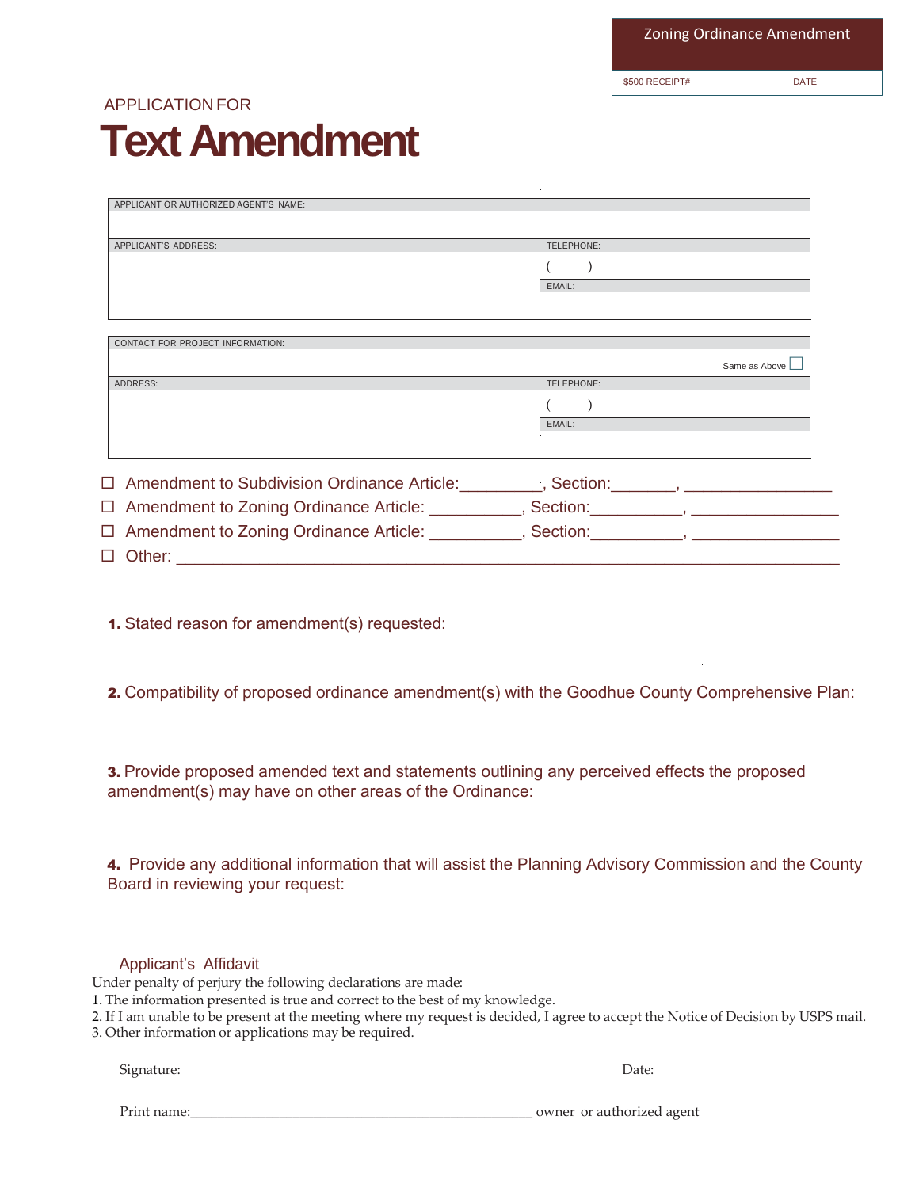| Zoning Ordinance Amendment | |
|---|---|
| $500 RECEIPT# | DATE |

APPLICATION FOR

# Text Amendment

| APPLICANT OR AUTHORIZED AGENT'S NAME: | |
|---|---|
| | |
| APPLICANT'S ADDRESS: | TELEPHONE: ( ) |
| | EMAIL: |

| CONTACT FOR PROJECT INFORMATION: | |
|---|---|
| | Same as Above ☐ |
| ADDRESS: | TELEPHONE: ( ) |
| | EMAIL: |

☐ Amendment to Subdivision Ordinance Article:_________, Section:_______, ________________

☐ Amendment to Zoning Ordinance Article: __________, Section:__________, ________________

☐ Amendment to Zoning Ordinance Article: __________, Section:__________, ________________

☐ Other: ____________________________________________________________________________

**1.** Stated reason for amendment(s) requested:

**2.** Compatibility of proposed ordinance amendment(s) with the Goodhue County Comprehensive Plan:

**3.** Provide proposed amended text and statements outlining any perceived effects the proposed amendment(s) may have on other areas of the Ordinance:

**4.** Provide any additional information that will assist the Planning Advisory Commission and the County Board in reviewing your request:

## Applicant's Affidavit

Under penalty of perjury the following declarations are made:

1. The information presented is true and correct to the best of my knowledge.
2. If I am unable to be present at the meeting where my request is decided, I agree to accept the Notice of Decision by USPS mail.
3. Other information or applications may be required.

Signature:_____________________________________________ Date: ______________________

Print name:_____________________________________________ owner or authorized agent